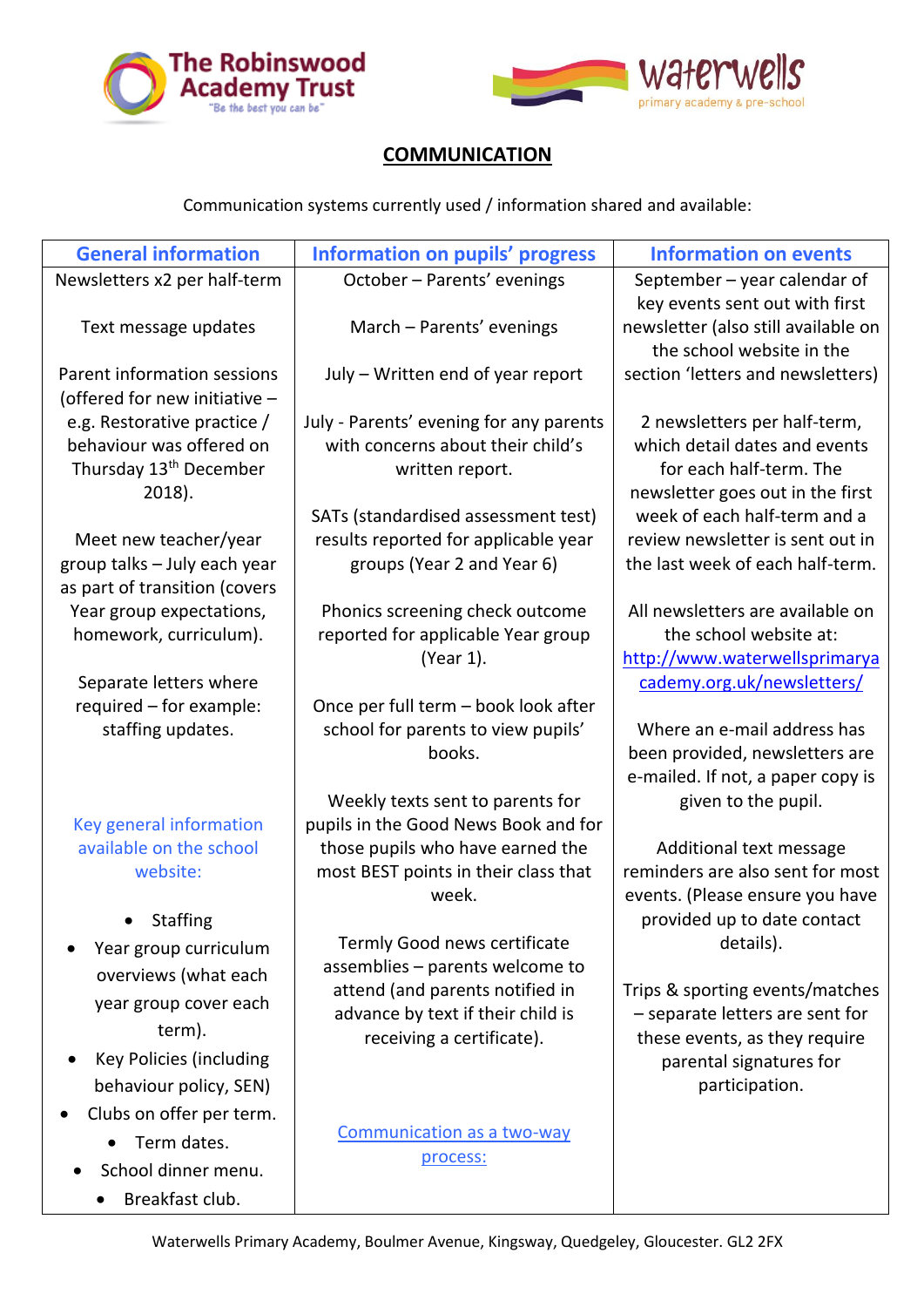The Robinswood Academy Trust
"Be the best you can be"

waterwells
primary academy & pre-school

## COMMUNICATION

Communication systems currently used / information shared and available:

| General information | Information on pupils' progress | Information on events |
| --- | --- | --- |
| Newsletters x2 per half-term<br><br>Text message updates<br><br>Parent information sessions (offered for new initiative – e.g. Restorative practice / behaviour was offered on Thursday 13th December 2018).<br><br>Meet new teacher/year group talks – July each year as part of transition (covers Year group expectations, homework, curriculum).<br><br>Separate letters where required – for example: staffing updates.<br><br>Key general information available on the school website:<br><br>• Staffing<br>• Year group curriculum overviews (what each year group cover each term).<br>• Key Policies (including behaviour policy, SEN)<br>• Clubs on offer per term.<br>• Term dates.<br>• School dinner menu.<br>• Breakfast club. | October – Parents' evenings<br><br>March – Parents' evenings<br><br>July – Written end of year report<br><br>July - Parents' evening for any parents with concerns about their child's written report.<br><br>SATs (standardised assessment test) results reported for applicable year groups (Year 2 and Year 6)<br><br>Phonics screening check outcome reported for applicable Year group (Year 1).<br><br>Once per full term – book look after school for parents to view pupils' books.<br><br>Weekly texts sent to parents for pupils in the Good News Book and for those pupils who have earned the most BEST points in their class that week.<br><br>Termly Good news certificate assemblies – parents welcome to attend (and parents notified in advance by text if their child is receiving a certificate).<br><br>Communication as a two-way process: | September – year calendar of key events sent out with first newsletter (also still available on the school website in the section 'letters and newsletters)<br><br>2 newsletters per half-term, which detail dates and events for each half-term. The newsletter goes out in the first week of each half-term and a review newsletter is sent out in the last week of each half-term.<br><br>All newsletters are available on the school website at: http://www.waterwellsprimaryacademy.org.uk/newsletters/<br><br>Where an e-mail address has been provided, newsletters are e-mailed. If not, a paper copy is given to the pupil.<br><br>Additional text message reminders are also sent for most events. (Please ensure you have provided up to date contact details).<br><br>Trips & sporting events/matches – separate letters are sent for these events, as they require parental signatures for participation. |

Waterwells Primary Academy, Boulmer Avenue, Kingsway, Quedgeley, Gloucester. GL2 2FX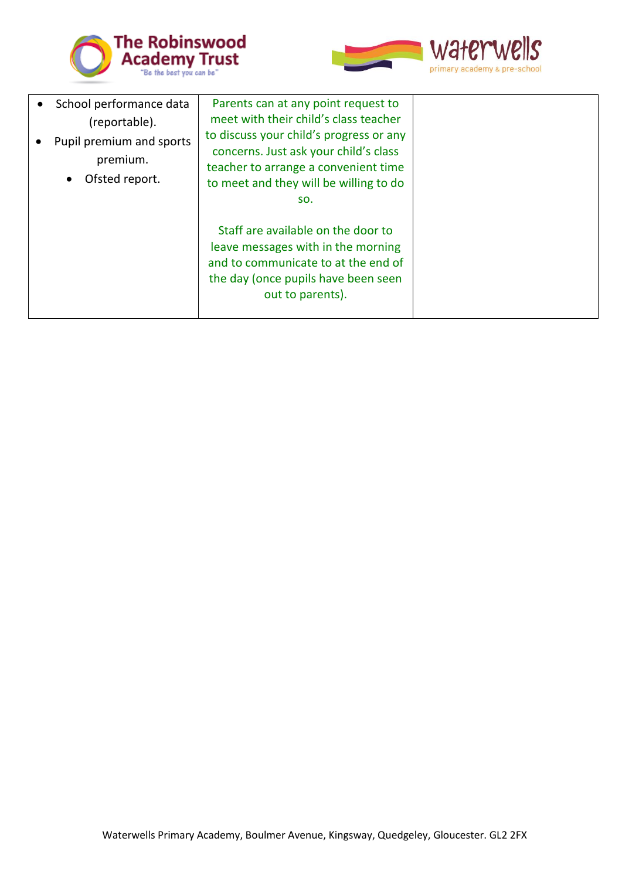| | | |
|---|---|---|
| <ul><li>School performance data (reportable).</li><li>Pupil premium and sports premium.</li><li>Ofsted report.</li></ul> | Parents can at any point request to meet with their child's class teacher to discuss your child's progress or any concerns. Just ask your child's class teacher to arrange a convenient time to meet and they will be willing to do so.<br><br>Staff are available on the door to leave messages with in the morning and to communicate to at the end of the day (once pupils have been seen out to parents). | |